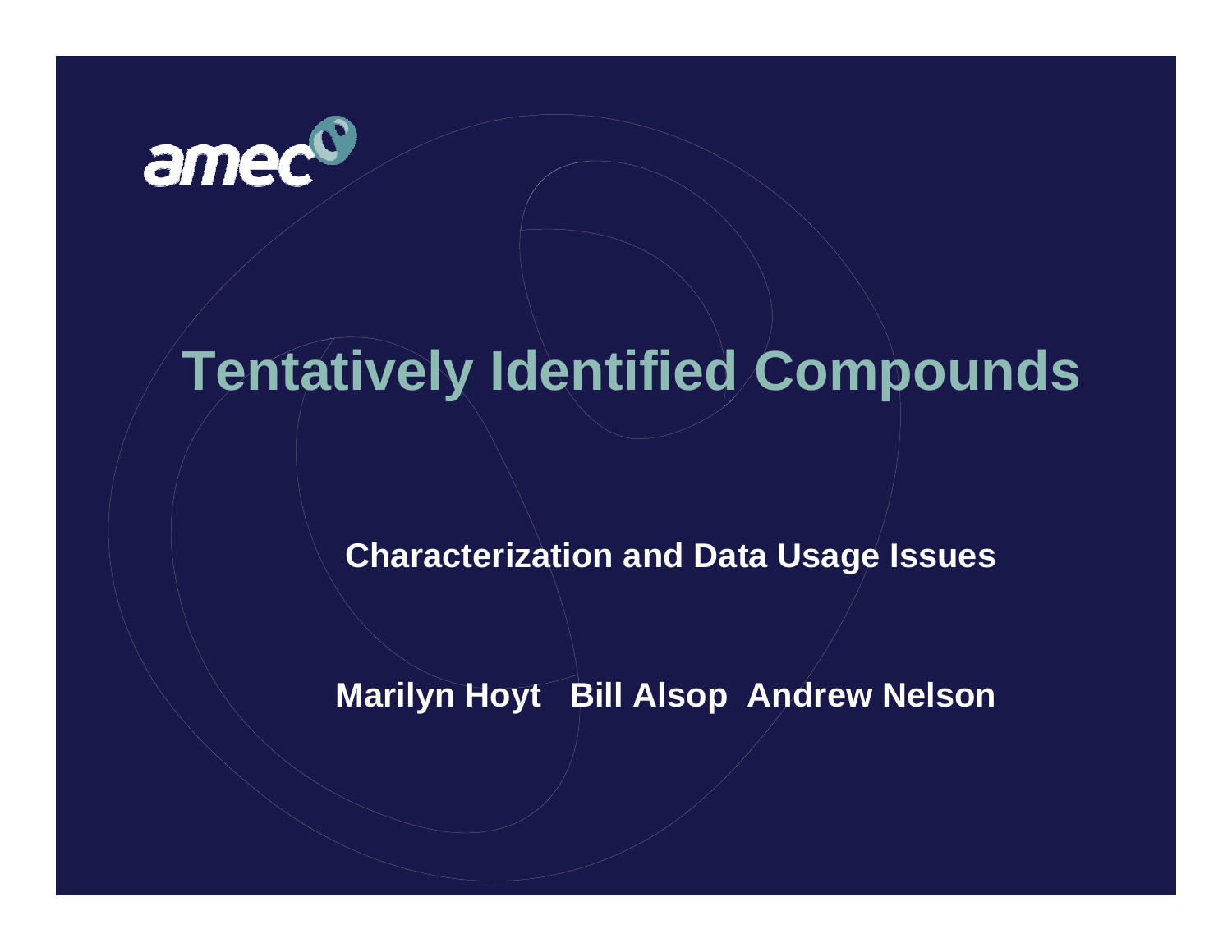amec

# Tentatively Identified Compounds

**Characterization and Data Usage Issues**

**Marilyn Hoyt Bill Alsop Andrew Nelson**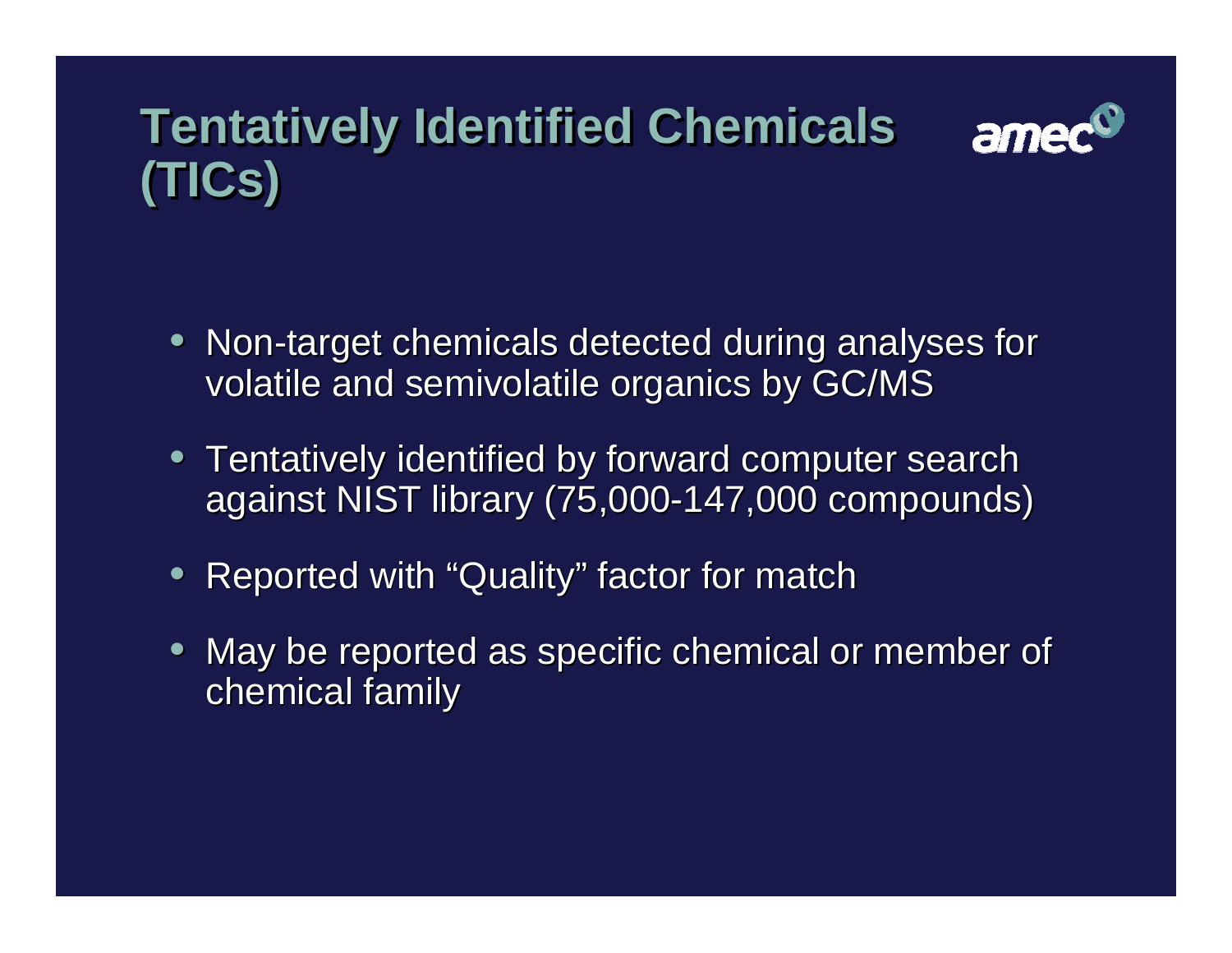# Tentatively Identified Chemicals (TICs)

- Non-target chemicals detected during analyses for volatile and semivolatile organics by GC/MS
- Tentatively identified by forward computer search against NIST library (75,000-147,000 compounds)
- Reported with "Quality" factor for match
- May be reported as specific chemical or member of chemical family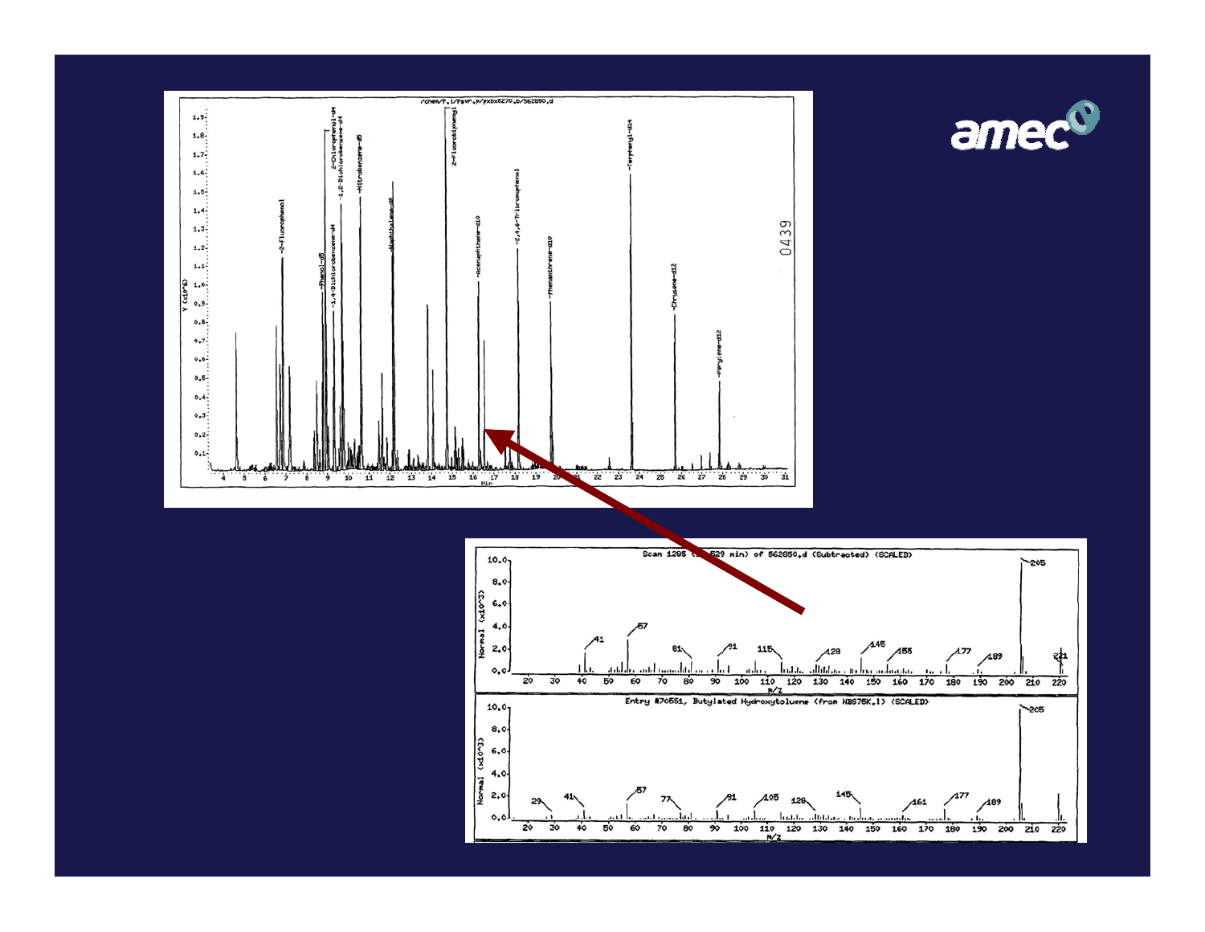amec

/chem/P.1/Psvr.p/pxbx8270.b/562850.d

Scan 1285 (16.529 min) of 562850.d (Subtracted) (SCALED)

Entry #70551, Butylated Hydroxytoluene (from NBS75K.l) (SCALED)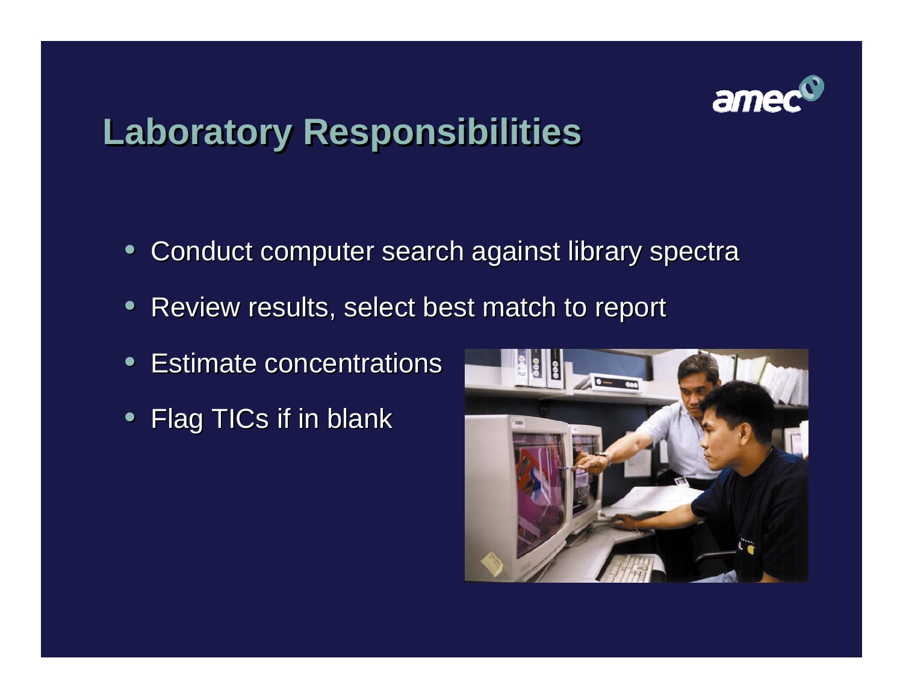# Laboratory Responsibilities

- Conduct computer search against library spectra
- Review results, select best match to report
- Estimate concentrations
- Flag TICs if in blank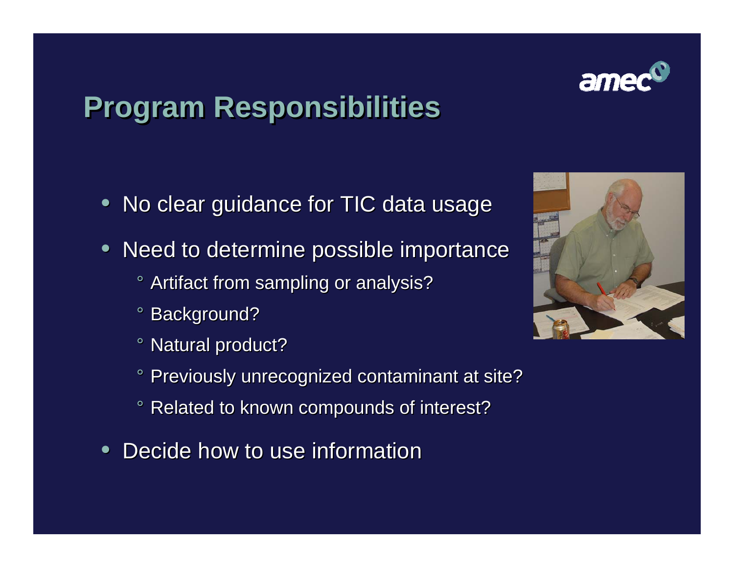# Program Responsibilities

- No clear guidance for TIC data usage
- Need to determine possible importance
  - Artifact from sampling or analysis?
  - Background?
  - Natural product?
  - Previously unrecognized contaminant at site?
  - Related to known compounds of interest?
- Decide how to use information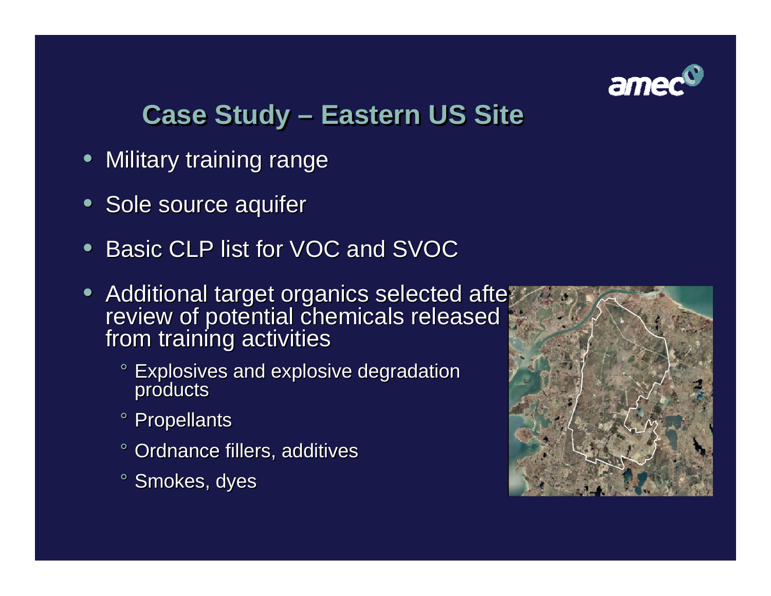## Case Study – Eastern US Site

- Military training range
- Sole source aquifer
- Basic CLP list for VOC and SVOC
- Additional target organics selected after review of potential chemicals released from training activities
  - Explosives and explosive degradation products
  - Propellants
  - Ordnance fillers, additives
  - Smokes, dyes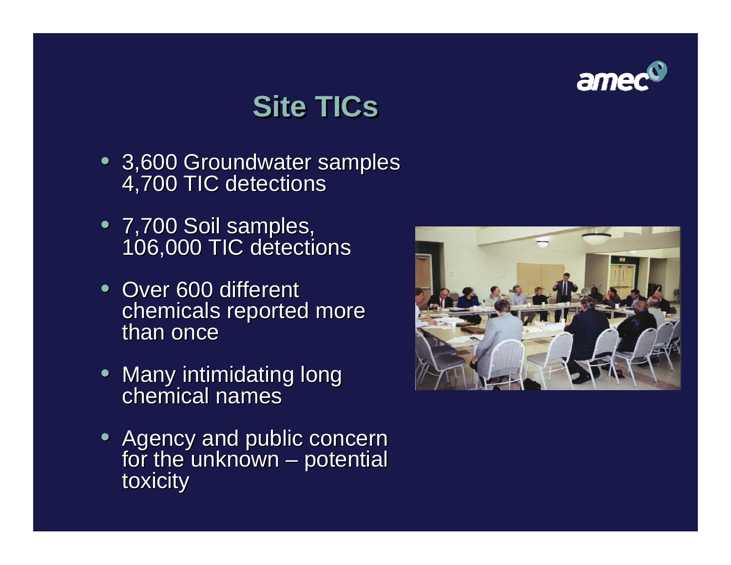# Site TICs

- 3,600 Groundwater samples
  4,700 TIC detections
- 7,700 Soil samples,
  106,000 TIC detections
- Over 600 different chemicals reported more than once
- Many intimidating long chemical names
- Agency and public concern for the unknown – potential toxicity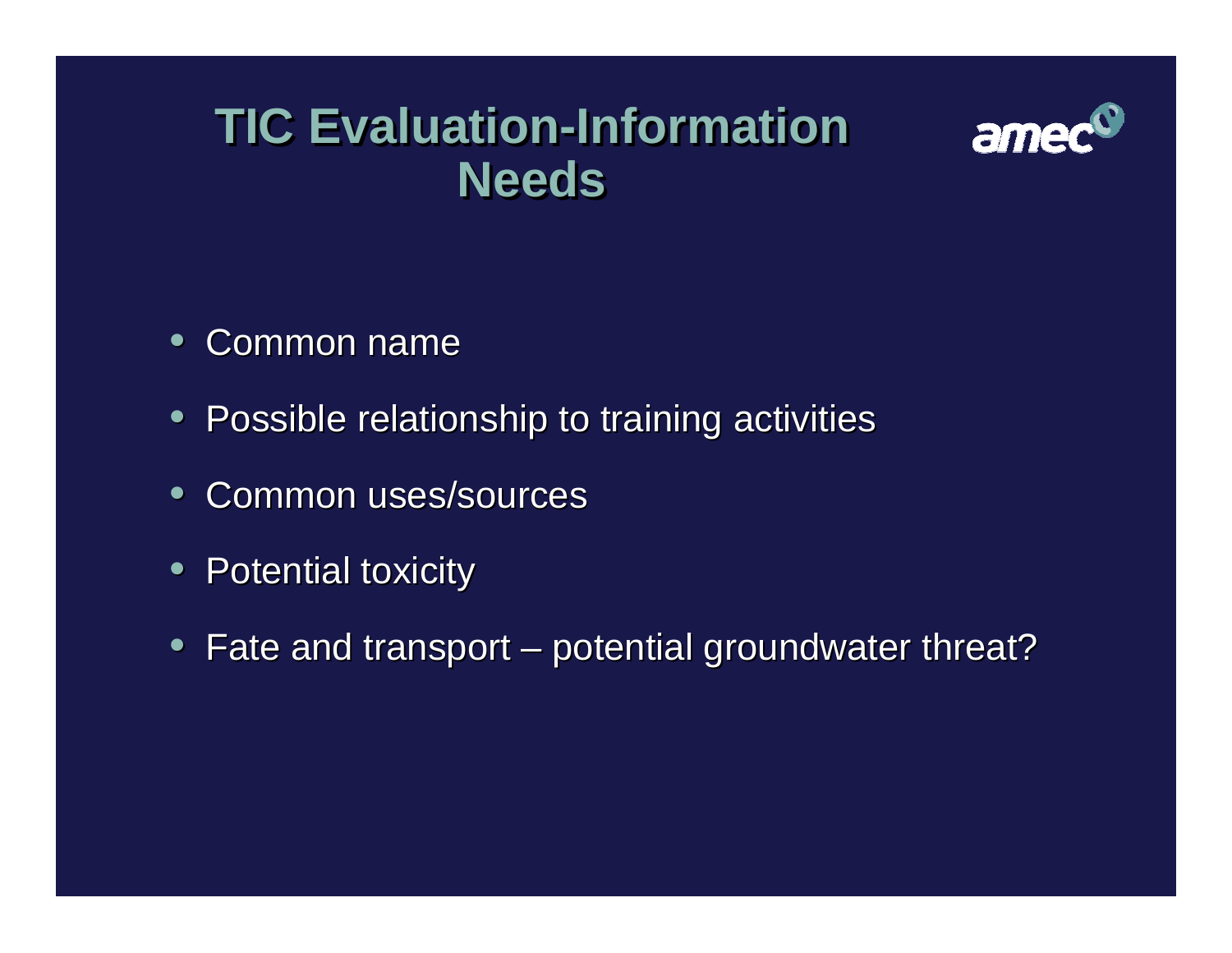# TIC Evaluation-Information Needs

- Common name
- Possible relationship to training activities
- Common uses/sources
- Potential toxicity
- Fate and transport – potential groundwater threat?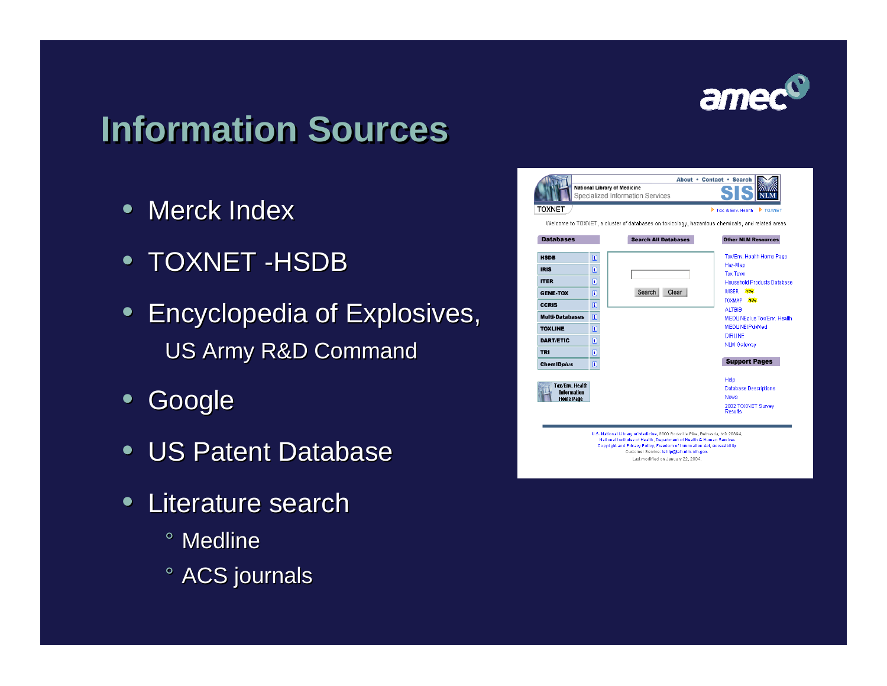# Information Sources

- Merck Index
- TOXNET -HSDB
- Encyclopedia of Explosives,
  US Army R&D Command
- Google
- US Patent Database
- Literature search
  - Medline
  - ACS journals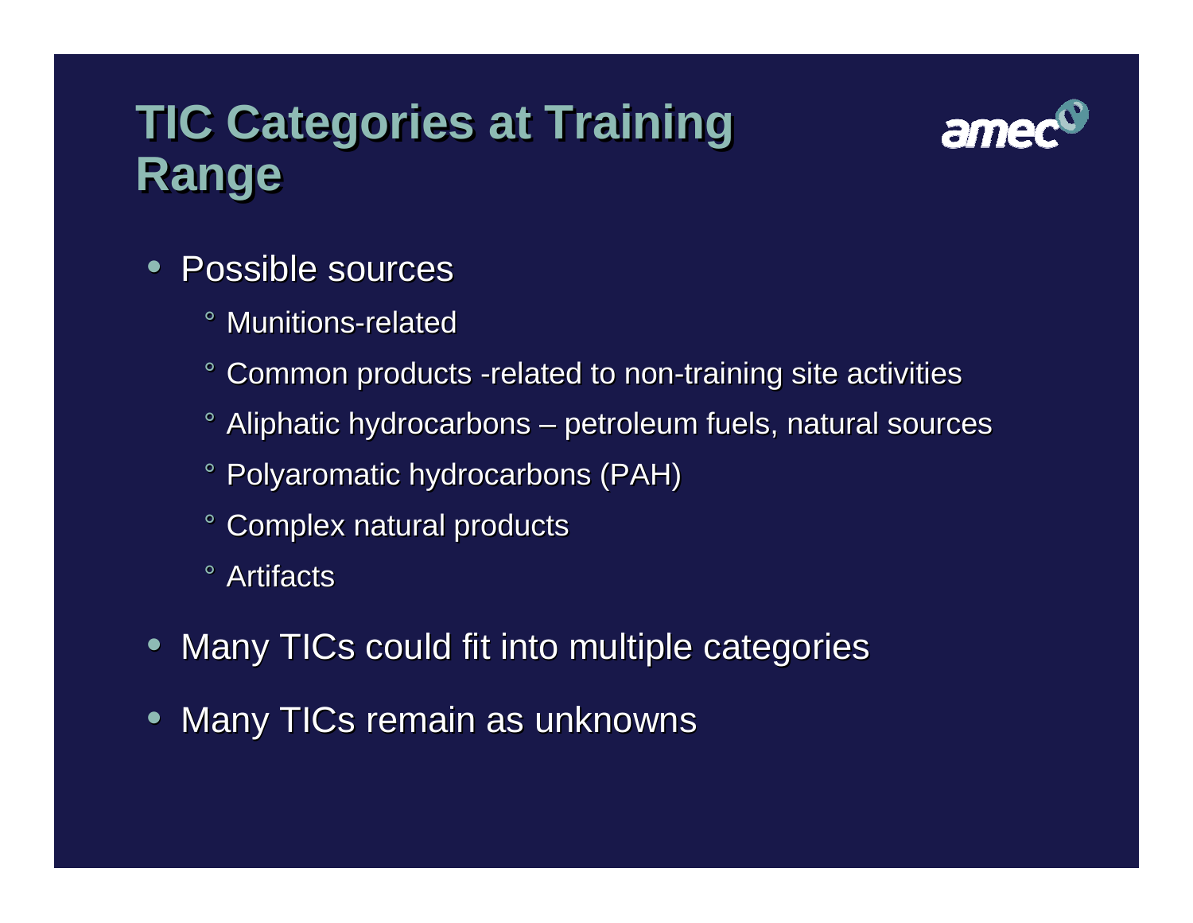# TIC Categories at Training Range

- Possible sources
  - Munitions-related
  - Common products -related to non-training site activities
  - Aliphatic hydrocarbons – petroleum fuels, natural sources
  - Polyaromatic hydrocarbons (PAH)
  - Complex natural products
  - Artifacts
- Many TICs could fit into multiple categories
- Many TICs remain as unknowns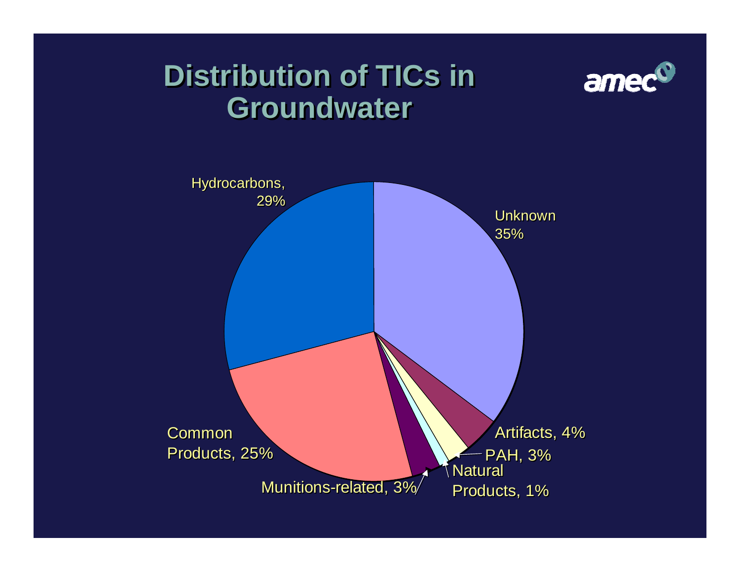# Distribution of TICs in Groundwater

amec

- Unknown 35%
- Hydrocarbons, 29%
- Common Products, 25%
- Artifacts, 4%
- PAH, 3%
- Munitions-related, 3%
- Natural Products, 1%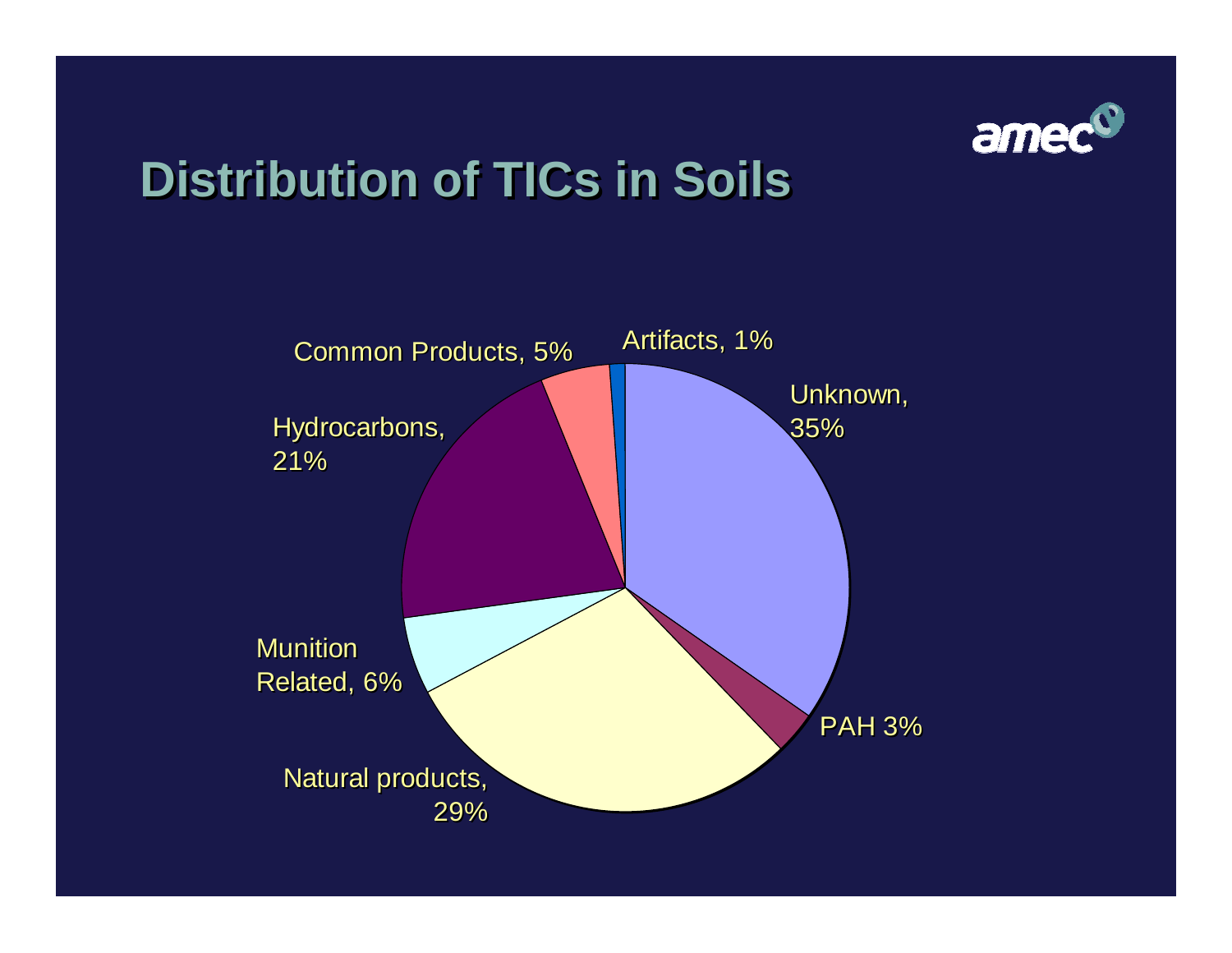# Distribution of TICs in Soils

- Unknown, 35%
- PAH 3%
- Natural products, 29%
- Munition Related, 6%
- Hydrocarbons, 21%
- Common Products, 5%
- Artifacts, 1%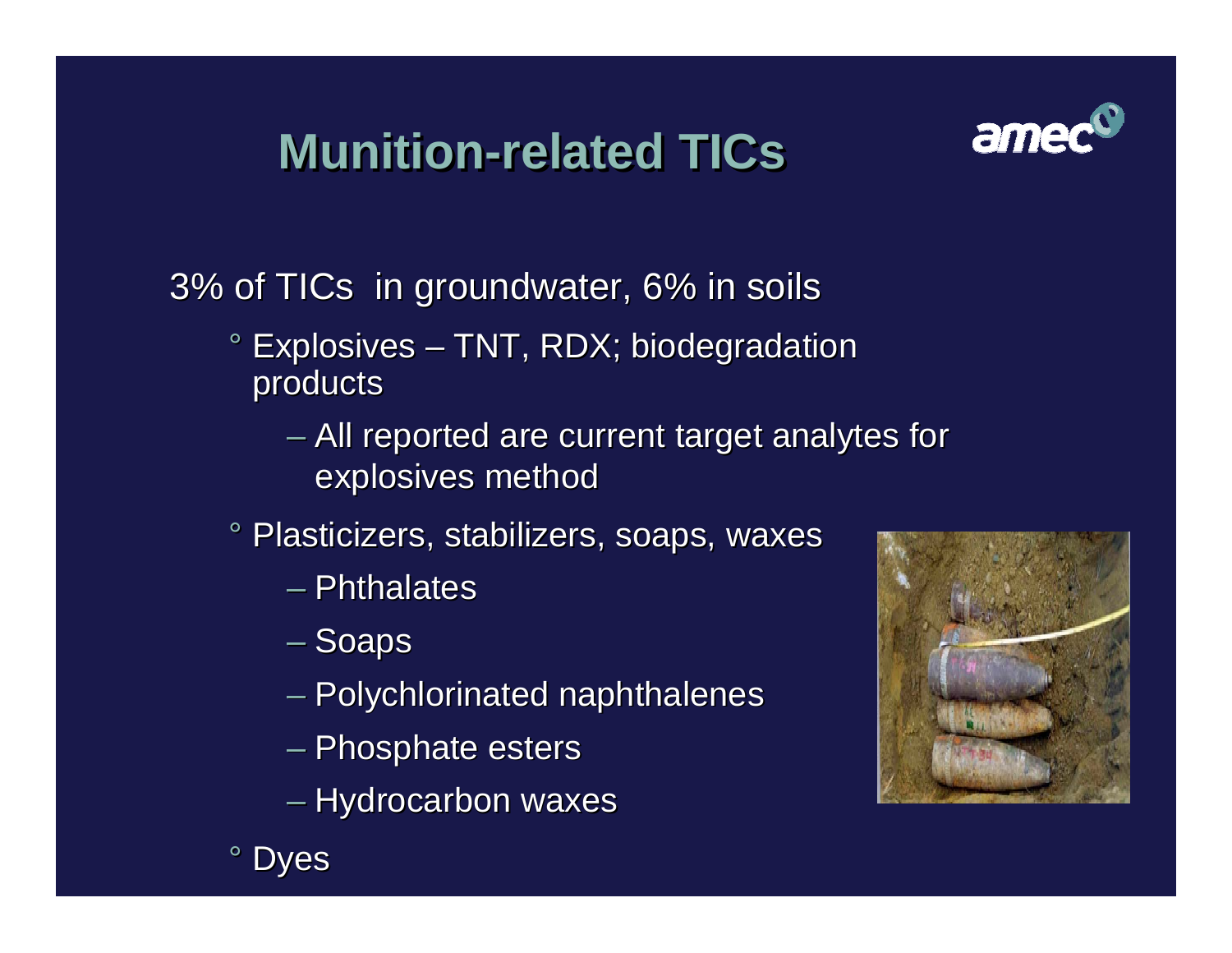# Munition-related TICs

3% of TICs in groundwater, 6% in soils

- Explosives – TNT, RDX; biodegradation products
  - All reported are current target analytes for explosives method
- Plasticizers, stabilizers, soaps, waxes
  - Phthalates
  - Soaps
  - Polychlorinated naphthalenes
  - Phosphate esters
  - Hydrocarbon waxes
- Dyes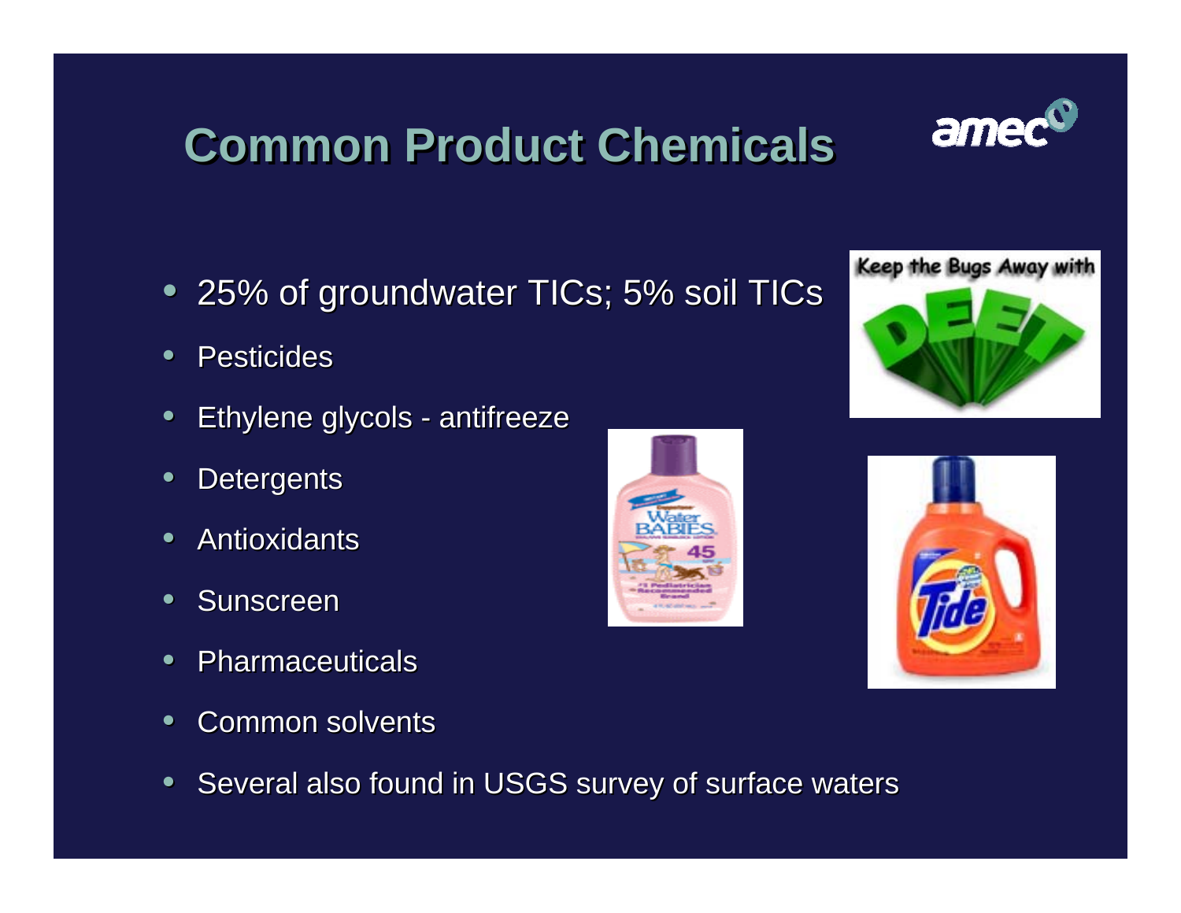# Common Product Chemicals

- 25% of groundwater TICs; 5% soil TICs
- Pesticides
- Ethylene glycols - antifreeze
- Detergents
- Antioxidants
- Sunscreen
- Pharmaceuticals
- Common solvents
- Several also found in USGS survey of surface waters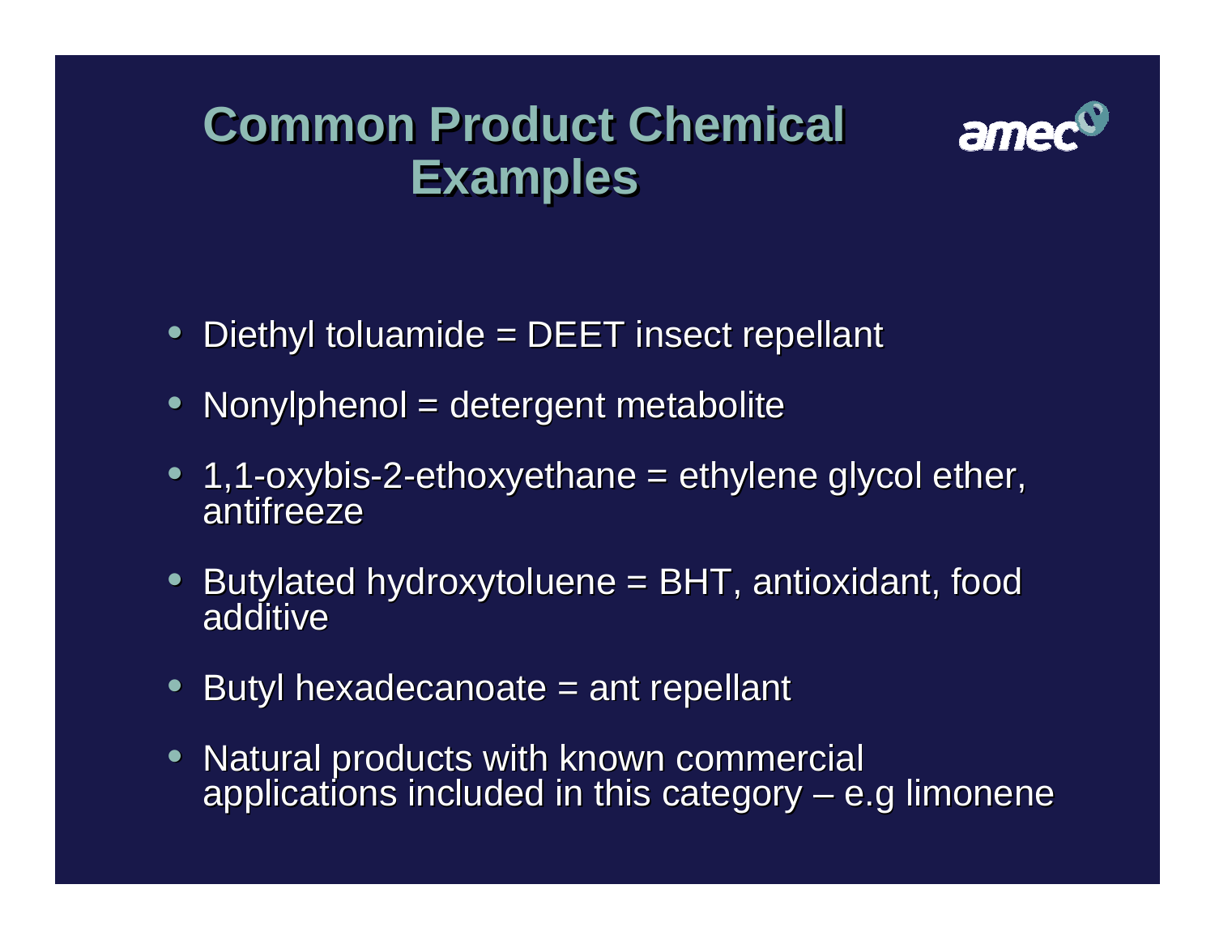# Common Product Chemical Examples

- Diethyl toluamide = DEET insect repellant
- Nonylphenol = detergent metabolite
- 1,1-oxybis-2-ethoxyethane = ethylene glycol ether, antifreeze
- Butylated hydroxytoluene = BHT, antioxidant, food additive
- Butyl hexadecanoate = ant repellant
- Natural products with known commercial applications included in this category – e.g limonene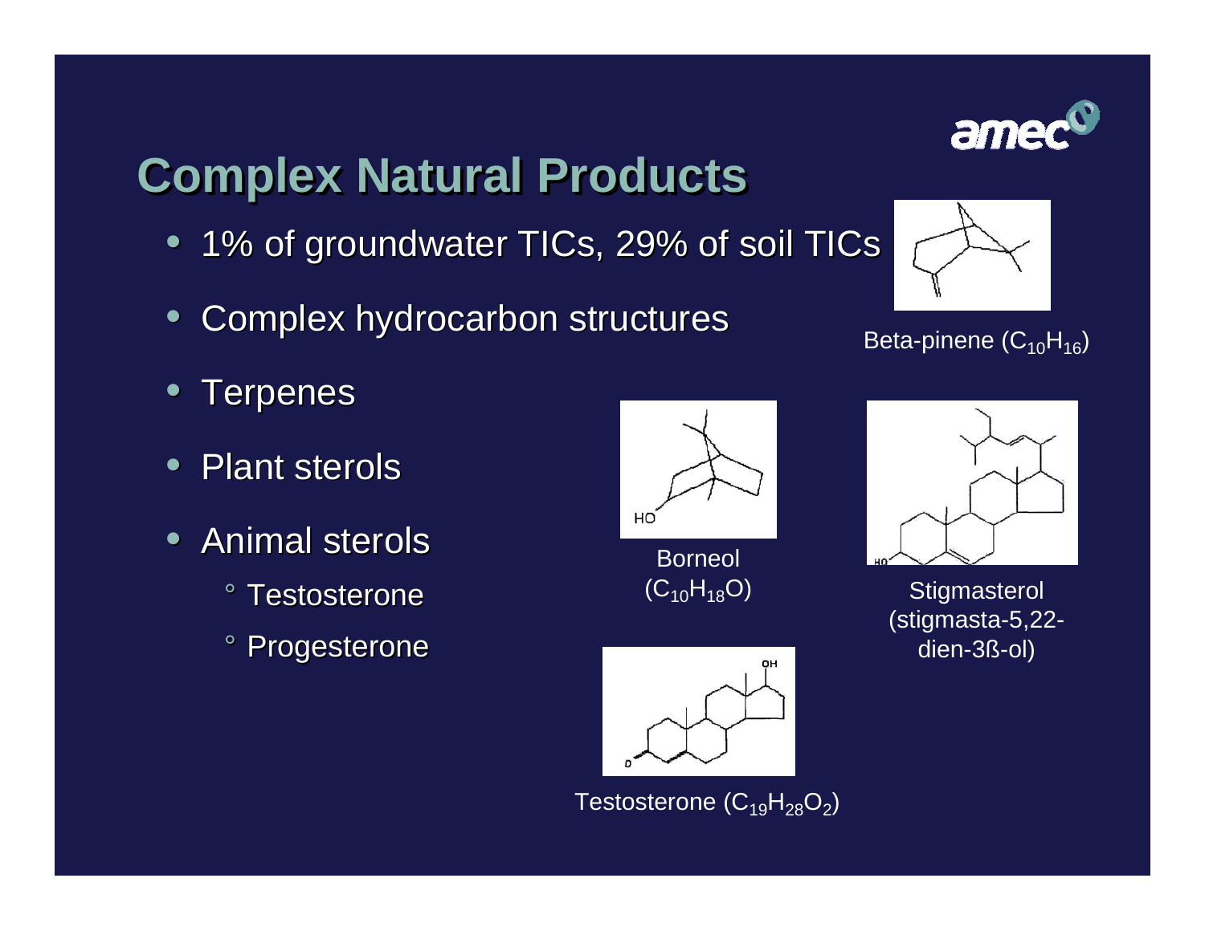# Complex Natural Products

- 1% of groundwater TICs, 29% of soil TICs
- Complex hydrocarbon structures
- Terpenes
- Plant sterols
- Animal sterols
  - Testosterone
  - Progesterone

Beta-pinene ($C_{10}H_{16}$)

Borneol ($C_{10}H_{18}O$)

Stigmasterol (stigmasta-5,22-dien-3ß-ol)

Testosterone ($C_{19}H_{28}O_2$)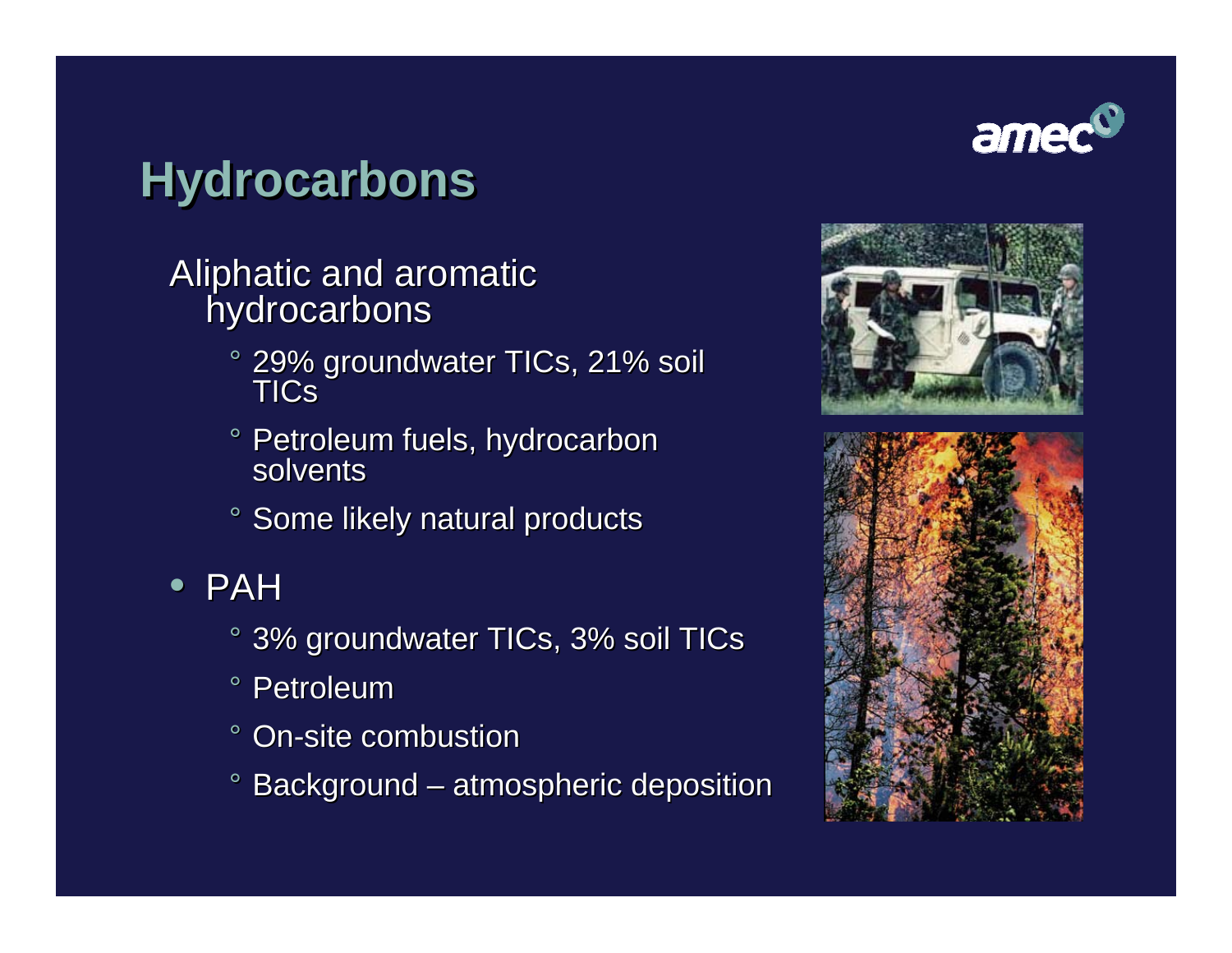# Hydrocarbons

- Aliphatic and aromatic hydrocarbons
  - 29% groundwater TICs, 21% soil TICs
  - Petroleum fuels, hydrocarbon solvents
  - Some likely natural products
- PAH
  - 3% groundwater TICs, 3% soil TICs
  - Petroleum
  - On-site combustion
  - Background – atmospheric deposition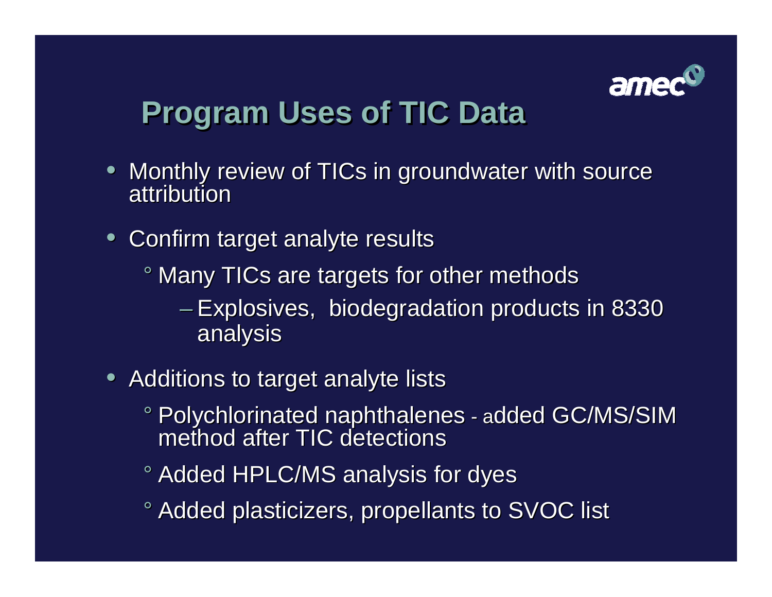# Program Uses of TIC Data

- Monthly review of TICs in groundwater with source attribution
- Confirm target analyte results
  - Many TICs are targets for other methods
    - Explosives, biodegradation products in 8330 analysis
- Additions to target analyte lists
  - Polychlorinated naphthalenes - added GC/MS/SIM method after TIC detections
  - Added HPLC/MS analysis for dyes
  - Added plasticizers, propellants to SVOC list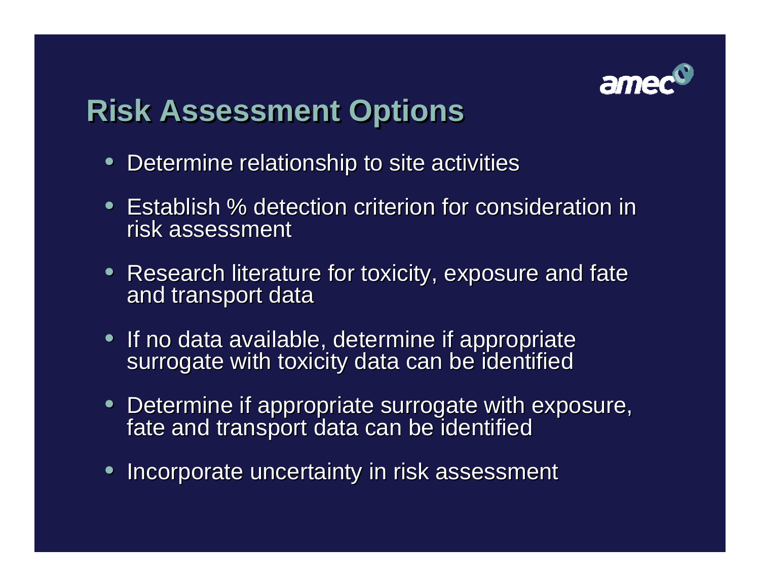# Risk Assessment Options

- Determine relationship to site activities
- Establish % detection criterion for consideration in risk assessment
- Research literature for toxicity, exposure and fate and transport data
- If no data available, determine if appropriate surrogate with toxicity data can be identified
- Determine if appropriate surrogate with exposure, fate and transport data can be identified
- Incorporate uncertainty in risk assessment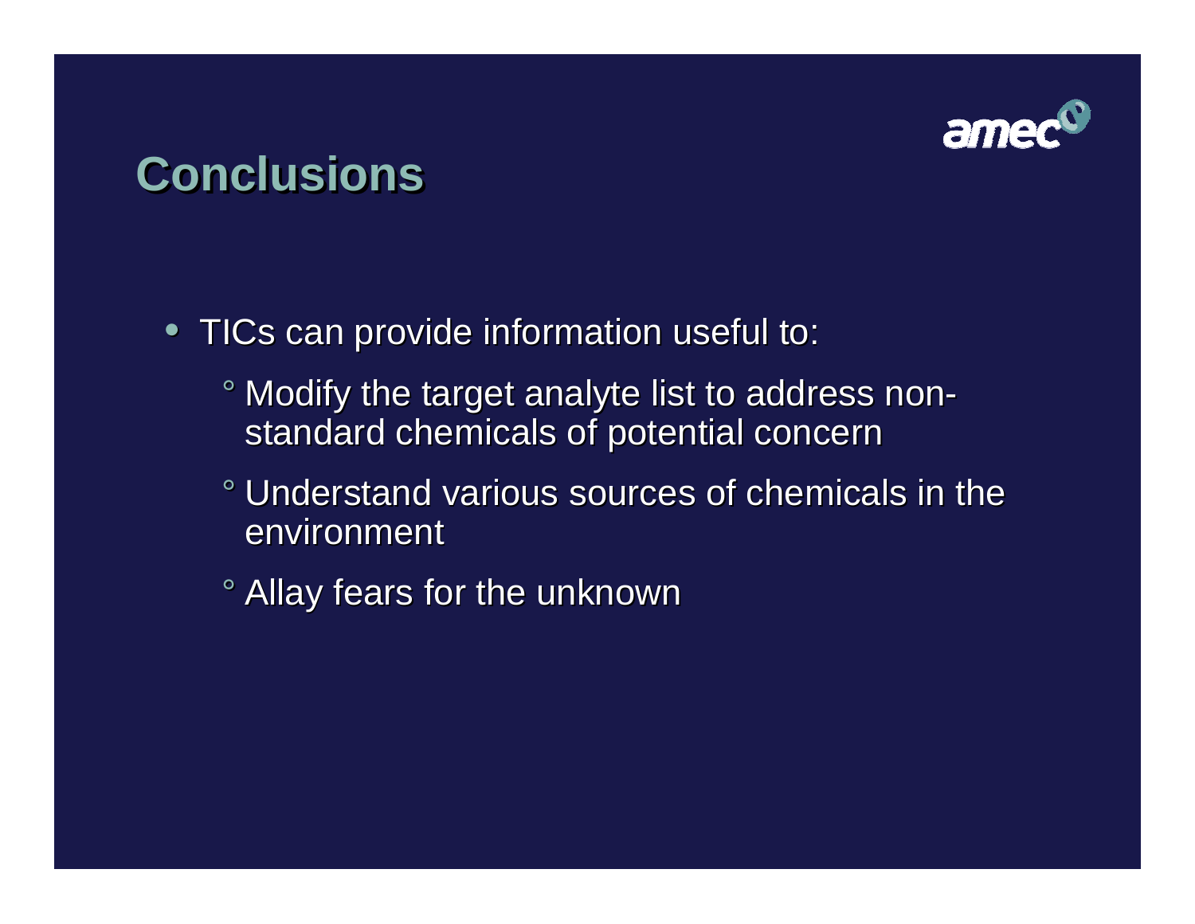## Conclusions

- TICs can provide information useful to:
  - Modify the target analyte list to address non-standard chemicals of potential concern
  - Understand various sources of chemicals in the environment
  - Allay fears for the unknown